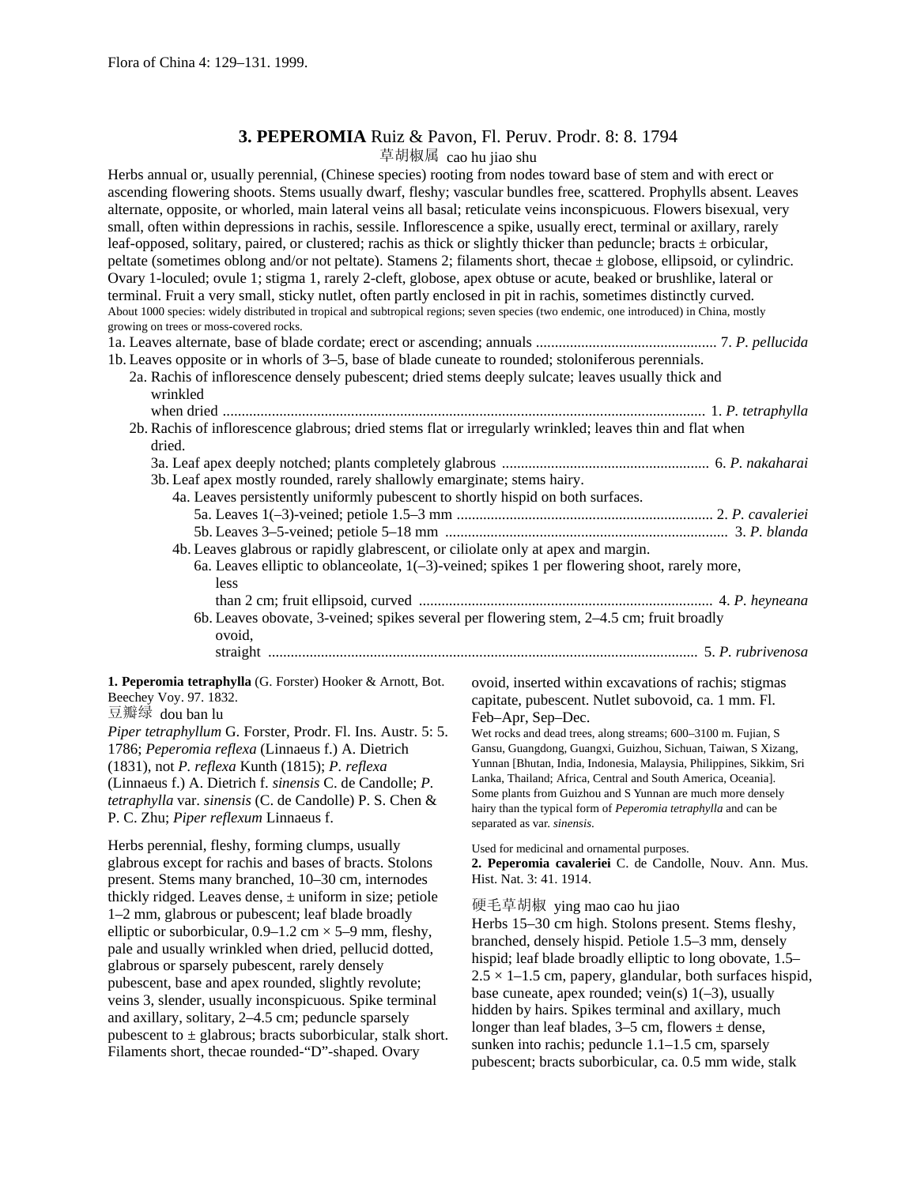Flora of China 4: 129–131. 1999.

## 3. PEPEROMIA Ruiz & Pavon, Fl. Peruv. Prodr. 8: 8. 1794

草胡椒属 cao hu jiao shu

Herbs annual or, usually perennial, (Chinese species) rooting from nodes toward base of stem and with erect or ascending flowering shoots. Stems usually dwarf, fleshy; vascular bundles free, scattered. Prophylls absent. Leaves alternate, opposite, or whorled, main lateral veins all basal; reticulate veins inconspicuous. Flowers bisexual, very small, often within depressions in rachis, sessile. Inflorescence a spike, usually erect, terminal or axillary, rarely leaf-opposed, solitary, paired, or clustered; rachis as thick or slightly thicker than peduncle; bracts ± orbicular, peltate (sometimes oblong and/or not peltate). Stamens 2; filaments short, thecae ± globose, ellipsoid, or cylindric. Ovary 1-loculed; ovule 1; stigma 1, rarely 2-cleft, globose, apex obtuse or acute, beaked or brushlike, lateral or terminal. Fruit a very small, sticky nutlet, often partly enclosed in pit in rachis, sometimes distinctly curved.

About 1000 species: widely distributed in tropical and subtropical regions; seven species (two endemic, one introduced) in China, mostly growing on trees or moss-covered rocks.

1a. Leaves alternate, base of blade cordate; erect or ascending; annuals ................................................ 7. *P. pellucida*
1b. Leaves opposite or in whorls of 3–5, base of blade cuneate to rounded; stoloniferous perennials.
 2a. Rachis of inflorescence densely pubescent; dried stems deeply sulcate; leaves usually thick and wrinkled when dried ................................................................................................................ 1. *P. tetraphylla*
 2b. Rachis of inflorescence glabrous; dried stems flat or irregularly wrinkled; leaves thin and flat when dried.
  3a. Leaf apex deeply notched; plants completely glabrous ....................................................... 6. *P. nakaharai*
  3b. Leaf apex mostly rounded, rarely shallowly emarginate; stems hairy.
   4a. Leaves persistently uniformly pubescent to shortly hispid on both surfaces.
    5a. Leaves 1(–3)-veined; petiole 1.5–3 mm .................................................................... 2. *P. cavaleriei*
    5b. Leaves 3–5-veined; petiole 5–18 mm .......................................................................... 3. *P. blanda*
   4b. Leaves glabrous or rapidly glabrescent, or ciliolate only at apex and margin.
    6a. Leaves elliptic to oblanceolate, 1(–3)-veined; spikes 1 per flowering shoot, rarely more, less than 2 cm; fruit ellipsoid, curved .............................................................................. 4. *P. heyneana*
    6b. Leaves obovate, 3-veined; spikes several per flowering stem, 2–4.5 cm; fruit broadly ovoid, straight ................................................................................................................. 5. *P. rubrivenosa*

**1. Peperomia tetraphylla** (G. Forster) Hooker & Arnott, Bot. Beechey Voy. 97. 1832.

豆瓣绿 dou ban lu

*Piper tetraphyllum* G. Forster, Prodr. Fl. Ins. Austr. 5: 5. 1786; *Peperomia reflexa* (Linnaeus f.) A. Dietrich (1831), not *P. reflexa* Kunth (1815); *P. reflexa* (Linnaeus f.) A. Dietrich f. *sinensis* C. de Candolle; *P. tetraphylla* var. *sinensis* (C. de Candolle) P. S. Chen & P. C. Zhu; *Piper reflexum* Linnaeus f.

Herbs perennial, fleshy, forming clumps, usually glabrous except for rachis and bases of bracts. Stolons present. Stems many branched, 10–30 cm, internodes thickly ridged. Leaves dense, ± uniform in size; petiole 1–2 mm, glabrous or pubescent; leaf blade broadly elliptic or suborbicular, 0.9–1.2 cm × 5–9 mm, fleshy, pale and usually wrinkled when dried, pellucid dotted, glabrous or sparsely pubescent, rarely densely pubescent, base and apex rounded, slightly revolute; veins 3, slender, usually inconspicuous. Spike terminal and axillary, solitary, 2–4.5 cm; peduncle sparsely pubescent to ± glabrous; bracts suborbicular, stalk short. Filaments short, thecae rounded-"D"-shaped. Ovary ovoid, inserted within excavations of rachis; stigmas capitate, pubescent. Nutlet subovoid, ca. 1 mm. Fl. Feb–Apr, Sep–Dec.

Wet rocks and dead trees, along streams; 600–3100 m. Fujian, S Gansu, Guangdong, Guangxi, Guizhou, Sichuan, Taiwan, S Xizang, Yunnan [Bhutan, India, Indonesia, Malaysia, Philippines, Sikkim, Sri Lanka, Thailand; Africa, Central and South America, Oceania].

Some plants from Guizhou and S Yunnan are much more densely hairy than the typical form of *Peperomia tetraphylla* and can be separated as var. *sinensis*.

Used for medicinal and ornamental purposes.

**2. Peperomia cavaleriei** C. de Candolle, Nouv. Ann. Mus. Hist. Nat. 3: 41. 1914.

硬毛草胡椒 ying mao cao hu jiao

Herbs 15–30 cm high. Stolons present. Stems fleshy, branched, densely hispid. Petiole 1.5–3 mm, densely hispid; leaf blade broadly elliptic to long obovate, 1.5–2.5 × 1–1.5 cm, papery, glandular, both surfaces hispid, base cuneate, apex rounded; vein(s) 1(–3), usually hidden by hairs. Spikes terminal and axillary, much longer than leaf blades, 3–5 cm, flowers ± dense, sunken into rachis; peduncle 1.1–1.5 cm, sparsely pubescent; bracts suborbicular, ca. 0.5 mm wide, stalk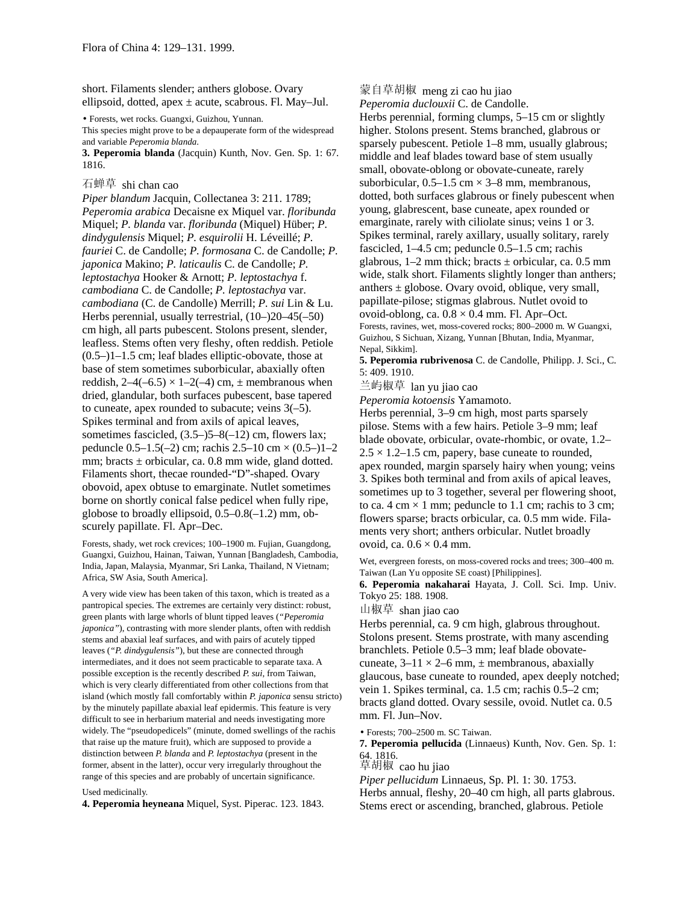short. Filaments slender; anthers globose. Ovary ellipsoid, dotted, apex ± acute, scabrous. Fl. May–Jul.

• Forests, wet rocks. Guangxi, Guizhou, Yunnan.

This species might prove to be a depauperate form of the widespread and variable *Peperomia blanda*.

**3. Peperomia blanda** (Jacquin) Kunth, Nov. Gen. Sp. 1: 67. 1816.

石蝉草 shi chan cao

*Piper blandum* Jacquin, Collectanea 3: 211. 1789; *Peperomia arabica* Decaisne ex Miquel var. *floribunda* Miquel; *P. blanda* var. *floribunda* (Miquel) Hüber; *P. dindygulensis* Miquel; *P. esquirolii* H. Léveillé; *P. fauriei* C. de Candolle; *P. formosana* C. de Candolle; *P. japonica* Makino; *P. laticaulis* C. de Candolle; *P. leptostachya* Hooker & Arnott; *P. leptostachya* f. *cambodiana* C. de Candolle; *P. leptostachya* var. *cambodiana* (C. de Candolle) Merrill; *P. sui* Lin & Lu.

Herbs perennial, usually terrestrial, (10–)20–45(–50) cm high, all parts pubescent. Stolons present, slender, leafless. Stems often very fleshy, often reddish. Petiole (0.5–)1–1.5 cm; leaf blades elliptic-obovate, those at base of stem sometimes suborbicular, abaxially often reddish, 2–4(–6.5) × 1–2(–4) cm, ± membranous when dried, glandular, both surfaces pubescent, base tapered to cuneate, apex rounded to subacute; veins 3(–5). Spikes terminal and from axils of apical leaves, sometimes fascicled, (3.5–)5–8(–12) cm, flowers lax; peduncle 0.5–1.5(–2) cm; rachis 2.5–10 cm × (0.5–)1–2 mm; bracts ± orbicular, ca. 0.8 mm wide, gland dotted. Filaments short, thecae rounded-“D”-shaped. Ovary obovoid, apex obtuse to emarginate. Nutlet sometimes borne on shortly conical false pedicel when fully ripe, globose to broadly ellipsoid, 0.5–0.8(–1.2) mm, obscurely papillate. Fl. Apr–Dec.

Forests, shady, wet rock crevices; 100–1900 m. Fujian, Guangdong, Guangxi, Guizhou, Hainan, Taiwan, Yunnan [Bangladesh, Cambodia, India, Japan, Malaysia, Myanmar, Sri Lanka, Thailand, N Vietnam; Africa, SW Asia, South America].

A very wide view has been taken of this taxon, which is treated as a pantropical species. The extremes are certainly very distinct: robust, green plants with large whorls of blunt tipped leaves (“*Peperomia japonica*”), contrasting with more slender plants, often with reddish stems and abaxial leaf surfaces, and with pairs of acutely tipped leaves (“*P. dindygulensis*”), but these are connected through intermediates, and it does not seem practicable to separate taxa. A possible exception is the recently described *P. sui*, from Taiwan, which is very clearly differentiated from other collections from that island (which mostly fall comfortably within *P. japonica* sensu stricto) by the minutely papillate abaxial leaf epidermis. This feature is very difficult to see in herbarium material and needs investigating more widely. The “pseudopedicels” (minute, domed swellings of the rachis that raise up the mature fruit), which are supposed to provide a distinction between *P. blanda* and *P. leptostachya* (present in the former, absent in the latter), occur very irregularly throughout the range of this species and are probably of uncertain significance.

Used medicinally.

**4. Peperomia heyneana** Miquel, Syst. Piperac. 123. 1843.

蒙自草胡椒 meng zi cao hu jiao

*Peperomia duclouxii* C. de Candolle.

Herbs perennial, forming clumps, 5–15 cm or slightly higher. Stolons present. Stems branched, glabrous or sparsely pubescent. Petiole 1–8 mm, usually glabrous; middle and leaf blades toward base of stem usually small, obovate-oblong or obovate-cuneate, rarely suborbicular, 0.5–1.5 cm × 3–8 mm, membranous, dotted, both surfaces glabrous or finely pubescent when young, glabrescent, base cuneate, apex rounded or emarginate, rarely with ciliolate sinus; veins 1 or 3. Spikes terminal, rarely axillary, usually solitary, rarely fascicled, 1–4.5 cm; peduncle 0.5–1.5 cm; rachis glabrous, 1–2 mm thick; bracts ± orbicular, ca. 0.5 mm wide, stalk short. Filaments slightly longer than anthers; anthers ± globose. Ovary ovoid, oblique, very small, papillate-pilose; stigmas glabrous. Nutlet ovoid to ovoid-oblong, ca. 0.8 × 0.4 mm. Fl. Apr–Oct.

Forests, ravines, wet, moss-covered rocks; 800–2000 m. W Guangxi, Guizhou, S Sichuan, Xizang, Yunnan [Bhutan, India, Myanmar, Nepal, Sikkim].

**5. Peperomia rubrivenosa** C. de Candolle, Philipp. J. Sci., C. 5: 409. 1910.

兰屿椒草 lan yu jiao cao

*Peperomia kotoensis* Yamamoto.

Herbs perennial, 3–9 cm high, most parts sparsely pilose. Stems with a few hairs. Petiole 3–9 mm; leaf blade obovate, orbicular, ovate-rhombic, or ovate, 1.2–2.5 × 1.2–1.5 cm, papery, base cuneate to rounded, apex rounded, margin sparsely hairy when young; veins 3. Spikes both terminal and from axils of apical leaves, sometimes up to 3 together, several per flowering shoot, to ca. 4 cm × 1 mm; peduncle to 1.1 cm; rachis to 3 cm; flowers sparse; bracts orbicular, ca. 0.5 mm wide. Filaments very short; anthers orbicular. Nutlet broadly ovoid, ca. 0.6 × 0.4 mm.

Wet, evergreen forests, on moss-covered rocks and trees; 300–400 m. Taiwan (Lan Yu opposite SE coast) [Philippines].

**6. Peperomia nakaharai** Hayata, J. Coll. Sci. Imp. Univ. Tokyo 25: 188. 1908.

山椒草 shan jiao cao

Herbs perennial, ca. 9 cm high, glabrous throughout. Stolons present. Stems prostrate, with many ascending branchlets. Petiole 0.5–3 mm; leaf blade obovate-cuneate, 3–11 × 2–6 mm, ± membranous, abaxially glaucous, base cuneate to rounded, apex deeply notched; vein 1. Spikes terminal, ca. 1.5 cm; rachis 0.5–2 cm; bracts gland dotted. Ovary sessile, ovoid. Nutlet ca. 0.5 mm. Fl. Jun–Nov.

• Forests; 700–2500 m. SC Taiwan.

**7. Peperomia pellucida** (Linnaeus) Kunth, Nov. Gen. Sp. 1: 64. 1816.

草胡椒 cao hu jiao

*Piper pellucidum* Linnaeus, Sp. Pl. 1: 30. 1753.

Herbs annual, fleshy, 20–40 cm high, all parts glabrous. Stems erect or ascending, branched, glabrous. Petiole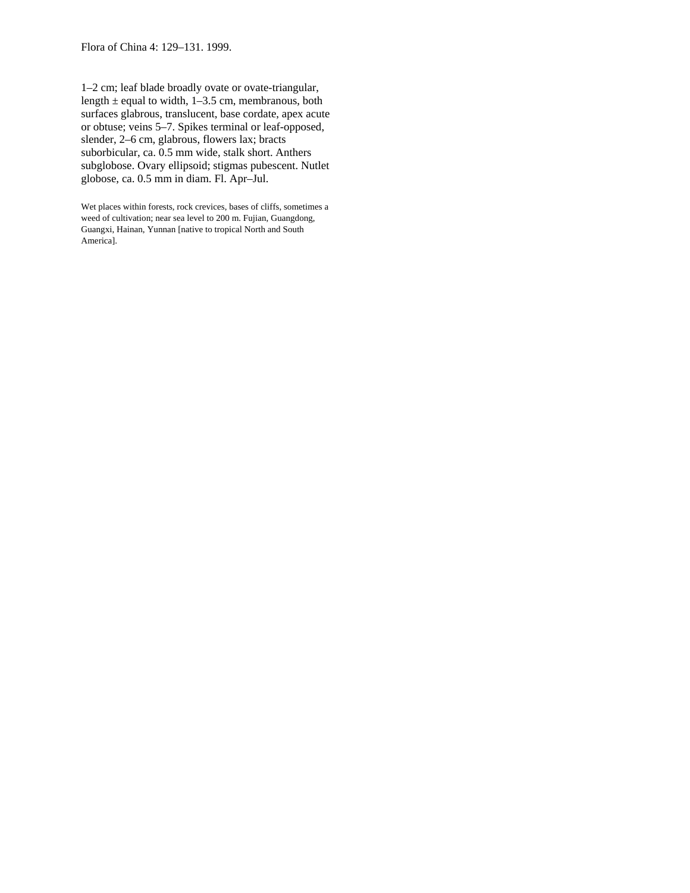1–2 cm; leaf blade broadly ovate or ovate-triangular, length ± equal to width, 1–3.5 cm, membranous, both surfaces glabrous, translucent, base cordate, apex acute or obtuse; veins 5–7. Spikes terminal or leaf-opposed, slender, 2–6 cm, glabrous, flowers lax; bracts suborbicular, ca. 0.5 mm wide, stalk short. Anthers subglobose. Ovary ellipsoid; stigmas pubescent. Nutlet globose, ca. 0.5 mm in diam. Fl. Apr–Jul.

Wet places within forests, rock crevices, bases of cliffs, sometimes a weed of cultivation; near sea level to 200 m. Fujian, Guangdong, Guangxi, Hainan, Yunnan [native to tropical North and South America].